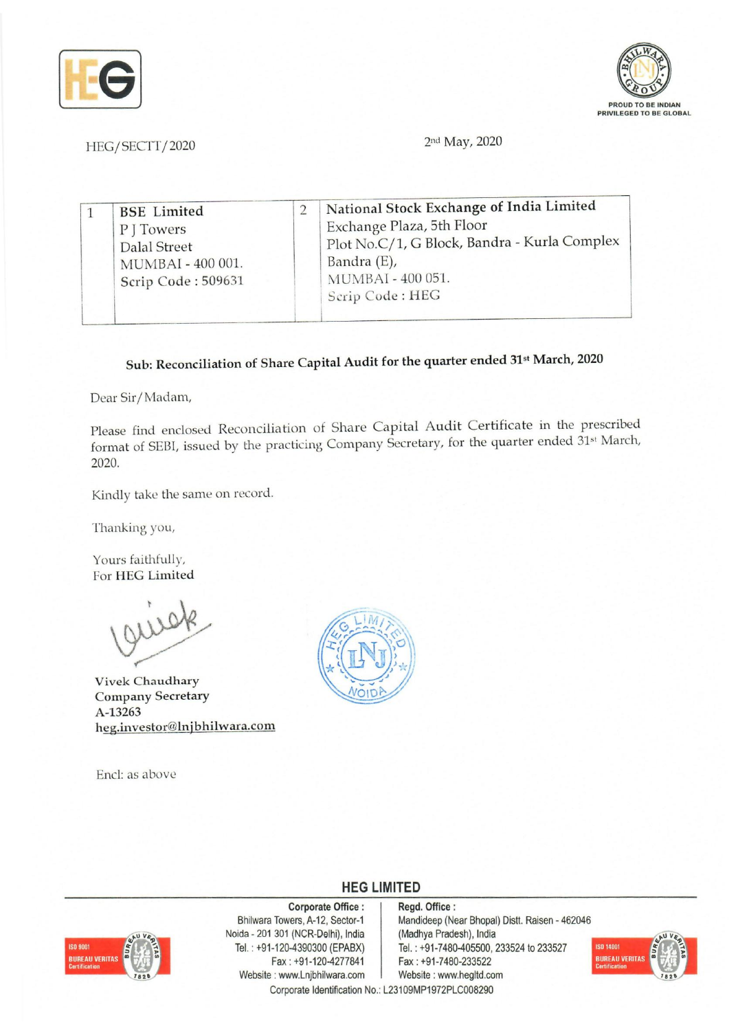HEG/SECTT/2020

2nd May, 2020

| 1 | BSE Limited<br>P J Towers<br>Dalal Street<br>MUMBAI - 400 001.<br>Scrip Code : 509631 | 2 | National Stock Exchange of India Limited<br>Exchange Plaza, 5th Floor<br>Plot No.C/1, G Block, Bandra - Kurla Complex<br>Bandra (E),<br>MUMBAI - 400 051.<br>Scrip Code : HEG |
|---|---|---|---|

**Sub: Reconciliation of Share Capital Audit for the quarter ended 31st March, 2020**

Dear Sir/Madam,

Please find enclosed Reconciliation of Share Capital Audit Certificate in the prescribed format of SEBI, issued by the practicing Company Secretary, for the quarter ended 31st March, 2020.

Kindly take the same on record.

Thanking you,

Yours faithfully,
For **HEG Limited**

Vivek Chaudhary
Company Secretary
A-13263
heg.investor@lnjbhilwara.com

Encl: as above

**HEG LIMITED**

**Corporate Office :** Bhilwara Towers, A-12, Sector-1, Noida - 201 301 (NCR-Delhi), India. Tel. : +91-120-4390300 (EPABX), Fax : +91-120-4277841, Website : www.Lnjbhilwara.com

**Regd. Office :** Mandideep (Near Bhopal) Distt. Raisen - 462046 (Madhya Pradesh), India. Tel. : +91-7480-405500, 233524 to 233527, Fax : +91-7480-233522, Website : www.hegltd.com

Corporate Identification No.: L23109MP1972PLC008290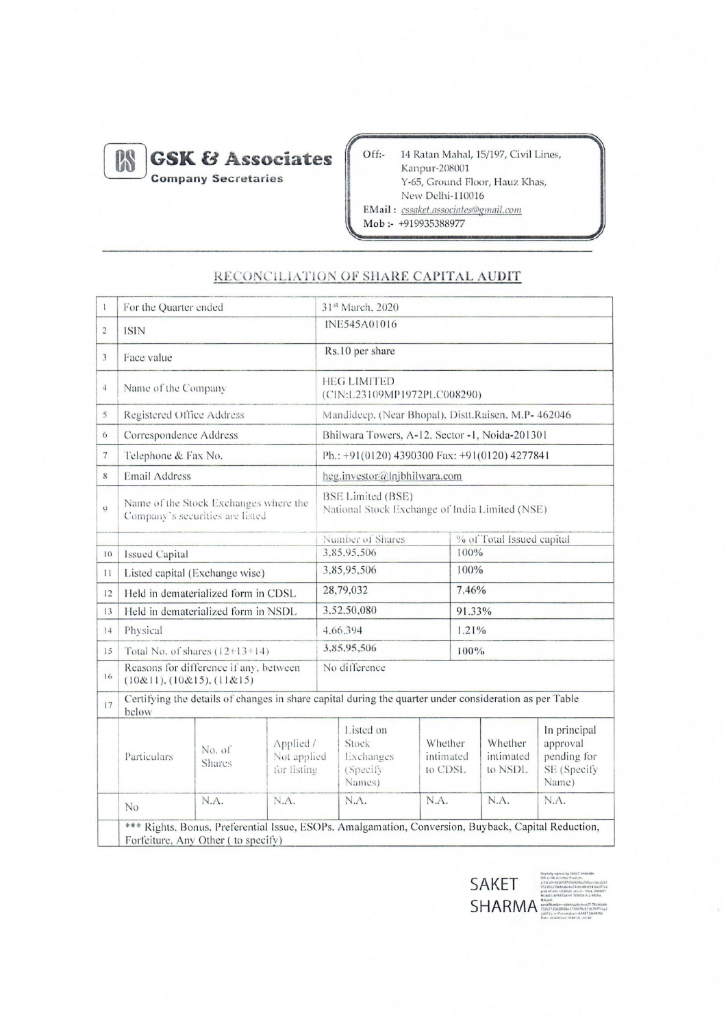**GSK & Associates**
**Company Secretaries**

Off:- 14 Ratan Mahal, 15/197, Civil Lines, Kanpur-208001
Y-65, Ground Floor, Hauz Khas, New Delhi-110016
EMail : cssaket.associates@gmail.com
Mob :- +919935388977

## RECONCILIATION OF SHARE CAPITAL AUDIT

| | | | |
|---|---|---|---|
| 1 | For the Quarter ended | 31st March, 2020 | |
| 2 | ISIN | INE545A01016 | |
| 3 | Face value | Rs.10 per share | |
| 4 | Name of the Company | HEG LIMITED (CIN:L23109MP1972PLC008290) | |
| 5 | Registered Office Address | Mandideep, (Near Bhopal), Distt.Raisen, M.P- 462046 | |
| 6 | Correspondence Address | Bhilwara Towers, A-12, Sector -1, Noida-201301 | |
| 7 | Telephone & Fax No. | Ph.: +91(0120) 4390300 Fax: +91(0120) 4277841 | |
| 8 | Email Address | heg.investor@lnjbhilwara.com | |
| 9 | Name of the Stock Exchanges where the Company's securities are listed | BSE Limited (BSE) National Stock Exchange of India Limited (NSE) | |
| | | Number of Shares | % of Total Issued capital |
| 10 | Issued Capital | 3,85,95,506 | 100% |
| 11 | Listed capital (Exchange wise) | 3,85,95,506 | 100% |
| 12 | Held in dematerialized form in CDSL | 28,79,032 | 7.46% |
| 13 | Held in dematerialized form in NSDL | 3,52,50,080 | 91.33% |
| 14 | Physical | 4,66,394 | 1.21% |
| 15 | Total No. of shares (12+13+14) | 3,85,95,506 | 100% |
| 16 | Reasons for difference if any, between (10&11), (10&15), (11&15) | No difference | |
| 17 | Certifying the details of changes in share capital during the quarter under consideration as per Table below | | |

| Particulars | No. of Shares | Applied / Not applied for listing | Listed on Stock Exchanges (Specify Names) | Whether intimated to CDSL | Whether intimated to NSDL | In principal approval pending for SE (Specify Name) |
|---|---|---|---|---|---|---|
| No | N.A. | N.A. | N.A. | N.A. | N.A. | N.A. |

*** Rights, Bonus, Preferential Issue, ESOPs, Amalgamation, Conversion, Buyback, Capital Reduction, Forfeiture, Any Other ( to specify)

SAKET SHARMA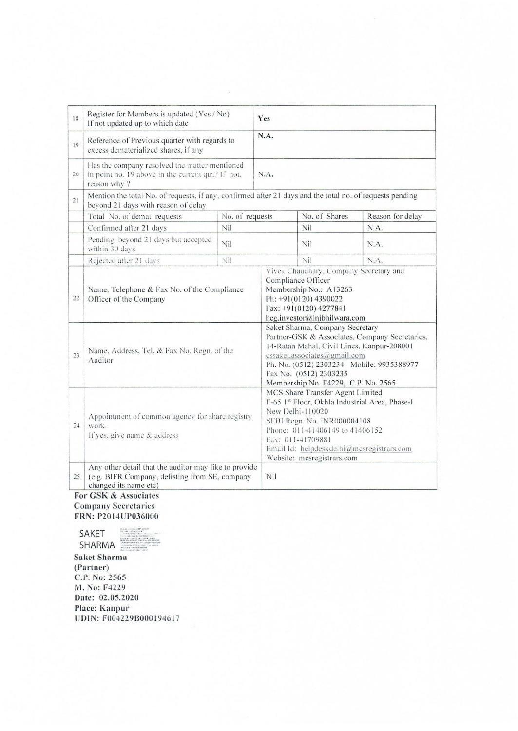| | | | | |
|---|---|---|---|---|
| 18 | Register for Members is updated (Yes / No) If not updated up to which date | Yes | | |
| 19 | Reference of Previous quarter with regards to excess dematerialized shares, if any | N.A. | | |
| 20 | Has the company resolved the matter mentioned in point no. 19 above in the current qtr.? If not, reason why ? | N.A. | | |
| 21 | Mention the total No. of requests, if any, confirmed after 21 days and the total no. of requests pending beyond 21 days with reason of delay | | | |
| | Total No. of demat requests | No. of requests | No. of Shares | Reason for delay |
| | Confirmed after 21 days | Nil | Nil | N.A. |
| | Pending beyond 21 days but accepted within 30 days | Nil | Nil | N.A. |
| | Rejected after 21 days | Nil | Nil | N.A. |
| 22 | Name, Telephone & Fax No. of the Compliance Officer of the Company | Vivek Chaudhary, Company Secretary and Compliance Officer<br>Membership No.: A13263<br>Ph: +91(0120) 4390022<br>Fax: +91(0120) 4277841<br>heg.investor@lnjbhilwara.com | | |
| 23 | Name, Address, Tel. & Fax No. Regn. of the Auditor | Saket Sharma, Company Secretary<br>Partner-GSK & Associates, Company Secretaries, 14-Ratan Mahal, Civil Lines, Kanpur-208001<br>cssaket.associates@gmail.com<br>Ph. No. (0512) 2303234 Mobile: 9935388977<br>Fax No. (0512) 2303235<br>Membership No. F4229, C.P. No. 2565 | | |
| 24 | Appointment of common agency for share registry work.<br>If yes, give name & address | MCS Share Transfer Agent Limited<br>F-65 1st Floor, Okhla Industrial Area, Phase-I<br>New Delhi-110020<br>SEBI Regn. No. INR000004108<br>Phone: 011-41406149 to 41406152<br>Fax: 011-41709881<br>Email Id: helpdeskdelhi@mcsregistrars.com<br>Website: mcsregistrars.com | | |
| 25 | Any other detail that the auditor may like to provide (e.g. BIFR Company, delisting from SE, company changed its name etc) | Nil | | |

**For GSK & Associates**
**Company Secretaries**
**FRN: P2014UP036000**

SAKET SHARMA

**Saket Sharma**
**(Partner)**
**C.P. No: 2565**
**M. No: F4229**
**Date: 02.05.2020**
**Place: Kanpur**
**UDIN: F004229B000194617**